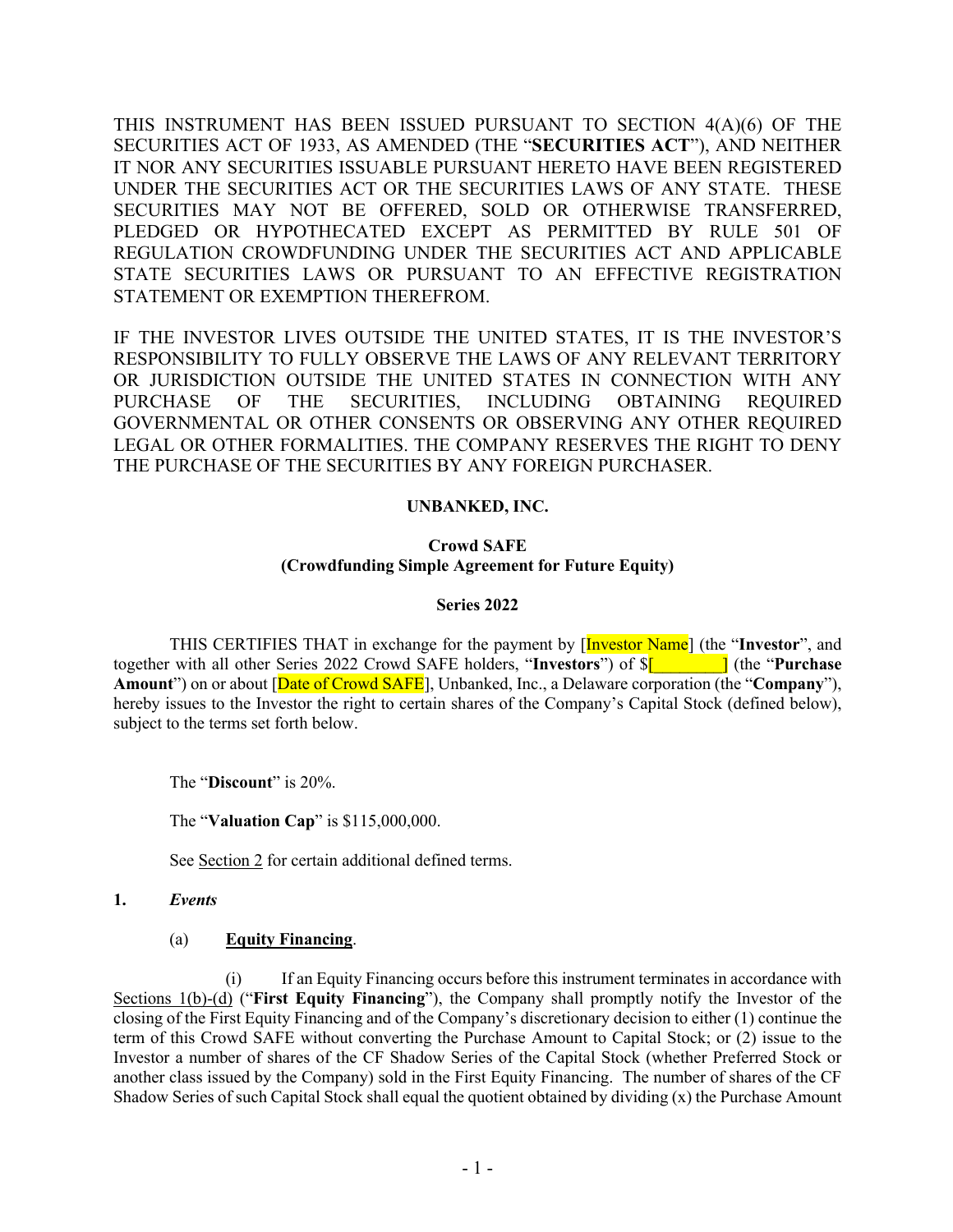THIS INSTRUMENT HAS BEEN ISSUED PURSUANT TO SECTION 4(A)(6) OF THE SECURITIES ACT OF 1933, AS AMENDED (THE "**SECURITIES ACT**"), AND NEITHER IT NOR ANY SECURITIES ISSUABLE PURSUANT HERETO HAVE BEEN REGISTERED UNDER THE SECURITIES ACT OR THE SECURITIES LAWS OF ANY STATE. THESE SECURITIES MAY NOT BE OFFERED, SOLD OR OTHERWISE TRANSFERRED, PLEDGED OR HYPOTHECATED EXCEPT AS PERMITTED BY RULE 501 OF REGULATION CROWDFUNDING UNDER THE SECURITIES ACT AND APPLICABLE STATE SECURITIES LAWS OR PURSUANT TO AN EFFECTIVE REGISTRATION STATEMENT OR EXEMPTION THEREFROM.

IF THE INVESTOR LIVES OUTSIDE THE UNITED STATES, IT IS THE INVESTOR'S RESPONSIBILITY TO FULLY OBSERVE THE LAWS OF ANY RELEVANT TERRITORY OR JURISDICTION OUTSIDE THE UNITED STATES IN CONNECTION WITH ANY PURCHASE OF THE SECURITIES, INCLUDING OBTAINING REQUIRED GOVERNMENTAL OR OTHER CONSENTS OR OBSERVING ANY OTHER REQUIRED LEGAL OR OTHER FORMALITIES. THE COMPANY RESERVES THE RIGHT TO DENY THE PURCHASE OF THE SECURITIES BY ANY FOREIGN PURCHASER.

**UNBANKED, INC.**

**Crowd SAFE**
**(Crowdfunding Simple Agreement for Future Equity)**

**Series 2022**

THIS CERTIFIES THAT in exchange for the payment by [Investor Name] (the "**Investor**", and together with all other Series 2022 Crowd SAFE holders, "**Investors**") of $[\_\_\_\_\_\_\_\_\_] (the "**Purchase Amount**") on or about [Date of Crowd SAFE], Unbanked, Inc., a Delaware corporation (the "**Company**"), hereby issues to the Investor the right to certain shares of the Company's Capital Stock (defined below), subject to the terms set forth below.

The "**Discount**" is 20%.

The "**Valuation Cap**" is $115,000,000.

See Section 2 for certain additional defined terms.

**1. *Events***

(a) **Equity Financing**.

(i) If an Equity Financing occurs before this instrument terminates in accordance with Sections 1(b)-(d) ("**First Equity Financing**"), the Company shall promptly notify the Investor of the closing of the First Equity Financing and of the Company's discretionary decision to either (1) continue the term of this Crowd SAFE without converting the Purchase Amount to Capital Stock; or (2) issue to the Investor a number of shares of the CF Shadow Series of the Capital Stock (whether Preferred Stock or another class issued by the Company) sold in the First Equity Financing. The number of shares of the CF Shadow Series of such Capital Stock shall equal the quotient obtained by dividing (x) the Purchase Amount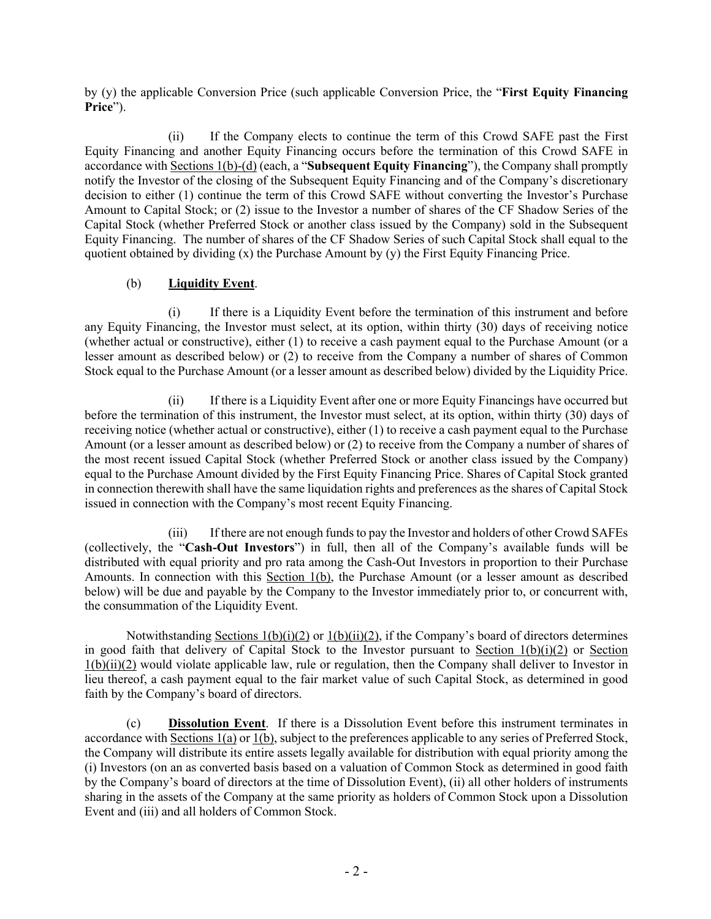by (y) the applicable Conversion Price (such applicable Conversion Price, the "**First Equity Financing Price**").

(ii) If the Company elects to continue the term of this Crowd SAFE past the First Equity Financing and another Equity Financing occurs before the termination of this Crowd SAFE in accordance with Sections 1(b)-(d) (each, a "**Subsequent Equity Financing**"), the Company shall promptly notify the Investor of the closing of the Subsequent Equity Financing and of the Company's discretionary decision to either (1) continue the term of this Crowd SAFE without converting the Investor's Purchase Amount to Capital Stock; or (2) issue to the Investor a number of shares of the CF Shadow Series of the Capital Stock (whether Preferred Stock or another class issued by the Company) sold in the Subsequent Equity Financing. The number of shares of the CF Shadow Series of such Capital Stock shall equal to the quotient obtained by dividing (x) the Purchase Amount by (y) the First Equity Financing Price.

(b) **Liquidity Event**.

(i) If there is a Liquidity Event before the termination of this instrument and before any Equity Financing, the Investor must select, at its option, within thirty (30) days of receiving notice (whether actual or constructive), either (1) to receive a cash payment equal to the Purchase Amount (or a lesser amount as described below) or (2) to receive from the Company a number of shares of Common Stock equal to the Purchase Amount (or a lesser amount as described below) divided by the Liquidity Price.

(ii) If there is a Liquidity Event after one or more Equity Financings have occurred but before the termination of this instrument, the Investor must select, at its option, within thirty (30) days of receiving notice (whether actual or constructive), either (1) to receive a cash payment equal to the Purchase Amount (or a lesser amount as described below) or (2) to receive from the Company a number of shares of the most recent issued Capital Stock (whether Preferred Stock or another class issued by the Company) equal to the Purchase Amount divided by the First Equity Financing Price. Shares of Capital Stock granted in connection therewith shall have the same liquidation rights and preferences as the shares of Capital Stock issued in connection with the Company's most recent Equity Financing.

(iii) If there are not enough funds to pay the Investor and holders of other Crowd SAFEs (collectively, the "**Cash-Out Investors**") in full, then all of the Company's available funds will be distributed with equal priority and pro rata among the Cash-Out Investors in proportion to their Purchase Amounts. In connection with this Section 1(b), the Purchase Amount (or a lesser amount as described below) will be due and payable by the Company to the Investor immediately prior to, or concurrent with, the consummation of the Liquidity Event.

Notwithstanding Sections 1(b)(i)(2) or 1(b)(ii)(2), if the Company's board of directors determines in good faith that delivery of Capital Stock to the Investor pursuant to Section 1(b)(i)(2) or Section 1(b)(ii)(2) would violate applicable law, rule or regulation, then the Company shall deliver to Investor in lieu thereof, a cash payment equal to the fair market value of such Capital Stock, as determined in good faith by the Company's board of directors.

(c) **Dissolution Event**. If there is a Dissolution Event before this instrument terminates in accordance with Sections 1(a) or 1(b), subject to the preferences applicable to any series of Preferred Stock, the Company will distribute its entire assets legally available for distribution with equal priority among the (i) Investors (on an as converted basis based on a valuation of Common Stock as determined in good faith by the Company's board of directors at the time of Dissolution Event), (ii) all other holders of instruments sharing in the assets of the Company at the same priority as holders of Common Stock upon a Dissolution Event and (iii) and all holders of Common Stock.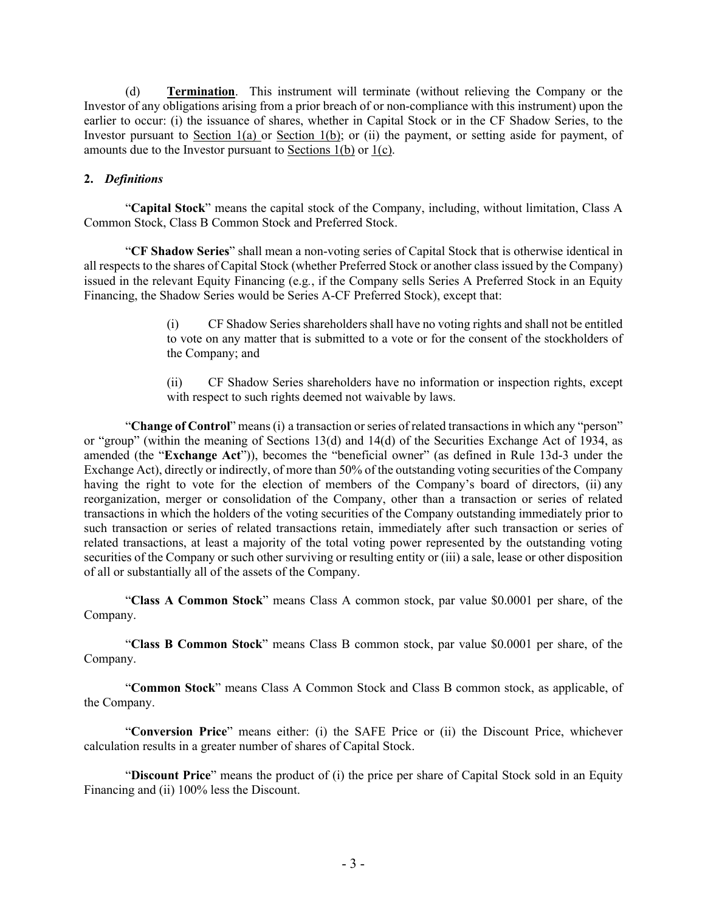(d) **Termination**. This instrument will terminate (without relieving the Company or the Investor of any obligations arising from a prior breach of or non-compliance with this instrument) upon the earlier to occur: (i) the issuance of shares, whether in Capital Stock or in the CF Shadow Series, to the Investor pursuant to Section 1(a) or Section 1(b); or (ii) the payment, or setting aside for payment, of amounts due to the Investor pursuant to Sections 1(b) or 1(c).

**2.** ***Definitions***

"**Capital Stock**" means the capital stock of the Company, including, without limitation, Class A Common Stock, Class B Common Stock and Preferred Stock.

"**CF Shadow Series**" shall mean a non-voting series of Capital Stock that is otherwise identical in all respects to the shares of Capital Stock (whether Preferred Stock or another class issued by the Company) issued in the relevant Equity Financing (e.g*.*, if the Company sells Series A Preferred Stock in an Equity Financing, the Shadow Series would be Series A-CF Preferred Stock), except that:

> (i) CF Shadow Series shareholders shall have no voting rights and shall not be entitled to vote on any matter that is submitted to a vote or for the consent of the stockholders of the Company; and
>
> (ii) CF Shadow Series shareholders have no information or inspection rights, except with respect to such rights deemed not waivable by laws.

"**Change of Control**" means (i) a transaction or series of related transactions in which any "person" or "group" (within the meaning of Sections 13(d) and 14(d) of the Securities Exchange Act of 1934, as amended (the "**Exchange Act**")), becomes the "beneficial owner" (as defined in Rule 13d-3 under the Exchange Act), directly or indirectly, of more than 50% of the outstanding voting securities of the Company having the right to vote for the election of members of the Company's board of directors, (ii) any reorganization, merger or consolidation of the Company, other than a transaction or series of related transactions in which the holders of the voting securities of the Company outstanding immediately prior to such transaction or series of related transactions retain, immediately after such transaction or series of related transactions, at least a majority of the total voting power represented by the outstanding voting securities of the Company or such other surviving or resulting entity or (iii) a sale, lease or other disposition of all or substantially all of the assets of the Company.

"**Class A Common Stock**" means Class A common stock, par value $0.0001 per share, of the Company.

"**Class B Common Stock**" means Class B common stock, par value $0.0001 per share, of the Company.

"**Common Stock**" means Class A Common Stock and Class B common stock, as applicable, of the Company.

"**Conversion Price**" means either: (i) the SAFE Price or (ii) the Discount Price, whichever calculation results in a greater number of shares of Capital Stock.

"**Discount Price**" means the product of (i) the price per share of Capital Stock sold in an Equity Financing and (ii) 100% less the Discount.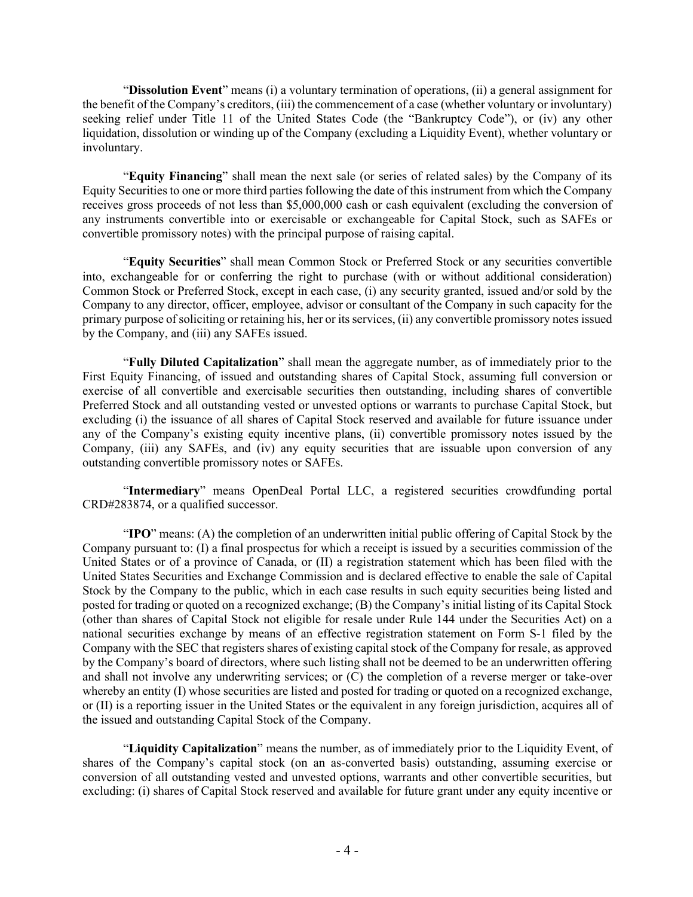"**Dissolution Event**" means (i) a voluntary termination of operations, (ii) a general assignment for the benefit of the Company's creditors, (iii) the commencement of a case (whether voluntary or involuntary) seeking relief under Title 11 of the United States Code (the "Bankruptcy Code"), or (iv) any other liquidation, dissolution or winding up of the Company (excluding a Liquidity Event), whether voluntary or involuntary.

"**Equity Financing**" shall mean the next sale (or series of related sales) by the Company of its Equity Securities to one or more third parties following the date of this instrument from which the Company receives gross proceeds of not less than $5,000,000 cash or cash equivalent (excluding the conversion of any instruments convertible into or exercisable or exchangeable for Capital Stock, such as SAFEs or convertible promissory notes) with the principal purpose of raising capital.

"**Equity Securities**" shall mean Common Stock or Preferred Stock or any securities convertible into, exchangeable for or conferring the right to purchase (with or without additional consideration) Common Stock or Preferred Stock, except in each case, (i) any security granted, issued and/or sold by the Company to any director, officer, employee, advisor or consultant of the Company in such capacity for the primary purpose of soliciting or retaining his, her or its services, (ii) any convertible promissory notes issued by the Company, and (iii) any SAFEs issued.

"**Fully Diluted Capitalization**" shall mean the aggregate number, as of immediately prior to the First Equity Financing, of issued and outstanding shares of Capital Stock, assuming full conversion or exercise of all convertible and exercisable securities then outstanding, including shares of convertible Preferred Stock and all outstanding vested or unvested options or warrants to purchase Capital Stock, but excluding (i) the issuance of all shares of Capital Stock reserved and available for future issuance under any of the Company's existing equity incentive plans, (ii) convertible promissory notes issued by the Company, (iii) any SAFEs, and (iv) any equity securities that are issuable upon conversion of any outstanding convertible promissory notes or SAFEs.

"**Intermediary**" means OpenDeal Portal LLC, a registered securities crowdfunding portal CRD#283874, or a qualified successor.

"**IPO**" means: (A) the completion of an underwritten initial public offering of Capital Stock by the Company pursuant to: (I) a final prospectus for which a receipt is issued by a securities commission of the United States or of a province of Canada, or (II) a registration statement which has been filed with the United States Securities and Exchange Commission and is declared effective to enable the sale of Capital Stock by the Company to the public, which in each case results in such equity securities being listed and posted for trading or quoted on a recognized exchange; (B) the Company's initial listing of its Capital Stock (other than shares of Capital Stock not eligible for resale under Rule 144 under the Securities Act) on a national securities exchange by means of an effective registration statement on Form S-1 filed by the Company with the SEC that registers shares of existing capital stock of the Company for resale, as approved by the Company's board of directors, where such listing shall not be deemed to be an underwritten offering and shall not involve any underwriting services; or (C) the completion of a reverse merger or take-over whereby an entity (I) whose securities are listed and posted for trading or quoted on a recognized exchange, or (II) is a reporting issuer in the United States or the equivalent in any foreign jurisdiction, acquires all of the issued and outstanding Capital Stock of the Company.

"**Liquidity Capitalization**" means the number, as of immediately prior to the Liquidity Event, of shares of the Company's capital stock (on an as-converted basis) outstanding, assuming exercise or conversion of all outstanding vested and unvested options, warrants and other convertible securities, but excluding: (i) shares of Capital Stock reserved and available for future grant under any equity incentive or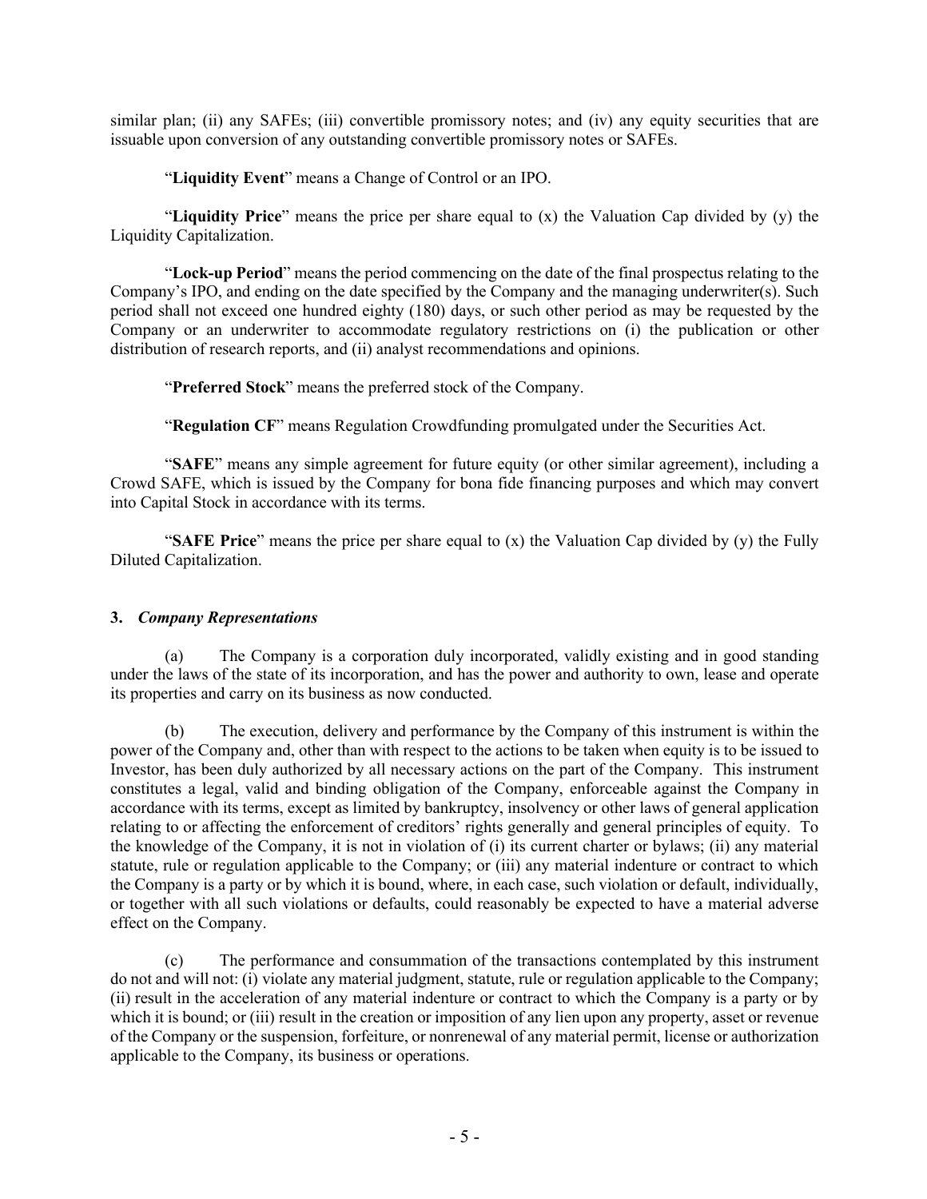similar plan; (ii) any SAFEs; (iii) convertible promissory notes; and (iv) any equity securities that are issuable upon conversion of any outstanding convertible promissory notes or SAFEs.

"**Liquidity Event**" means a Change of Control or an IPO.

"**Liquidity Price**" means the price per share equal to (x) the Valuation Cap divided by (y) the Liquidity Capitalization.

"**Lock-up Period**" means the period commencing on the date of the final prospectus relating to the Company's IPO, and ending on the date specified by the Company and the managing underwriter(s). Such period shall not exceed one hundred eighty (180) days, or such other period as may be requested by the Company or an underwriter to accommodate regulatory restrictions on (i) the publication or other distribution of research reports, and (ii) analyst recommendations and opinions.

"**Preferred Stock**" means the preferred stock of the Company.

"**Regulation CF**" means Regulation Crowdfunding promulgated under the Securities Act.

"**SAFE**" means any simple agreement for future equity (or other similar agreement), including a Crowd SAFE, which is issued by the Company for bona fide financing purposes and which may convert into Capital Stock in accordance with its terms.

"**SAFE Price**" means the price per share equal to (x) the Valuation Cap divided by (y) the Fully Diluted Capitalization.

### 3. *Company Representations*

(a) The Company is a corporation duly incorporated, validly existing and in good standing under the laws of the state of its incorporation, and has the power and authority to own, lease and operate its properties and carry on its business as now conducted.

(b) The execution, delivery and performance by the Company of this instrument is within the power of the Company and, other than with respect to the actions to be taken when equity is to be issued to Investor, has been duly authorized by all necessary actions on the part of the Company. This instrument constitutes a legal, valid and binding obligation of the Company, enforceable against the Company in accordance with its terms, except as limited by bankruptcy, insolvency or other laws of general application relating to or affecting the enforcement of creditors' rights generally and general principles of equity. To the knowledge of the Company, it is not in violation of (i) its current charter or bylaws; (ii) any material statute, rule or regulation applicable to the Company; or (iii) any material indenture or contract to which the Company is a party or by which it is bound, where, in each case, such violation or default, individually, or together with all such violations or defaults, could reasonably be expected to have a material adverse effect on the Company.

(c) The performance and consummation of the transactions contemplated by this instrument do not and will not: (i) violate any material judgment, statute, rule or regulation applicable to the Company; (ii) result in the acceleration of any material indenture or contract to which the Company is a party or by which it is bound; or (iii) result in the creation or imposition of any lien upon any property, asset or revenue of the Company or the suspension, forfeiture, or nonrenewal of any material permit, license or authorization applicable to the Company, its business or operations.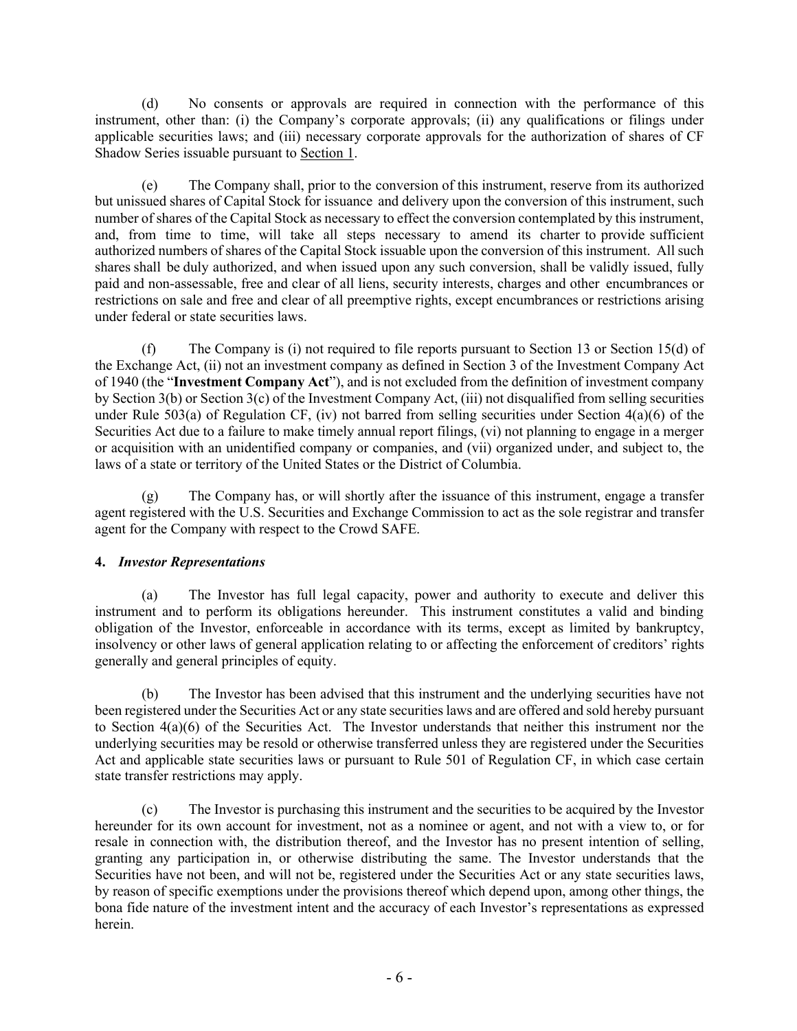(d) No consents or approvals are required in connection with the performance of this instrument, other than: (i) the Company's corporate approvals; (ii) any qualifications or filings under applicable securities laws; and (iii) necessary corporate approvals for the authorization of shares of CF Shadow Series issuable pursuant to Section 1.

(e) The Company shall, prior to the conversion of this instrument, reserve from its authorized but unissued shares of Capital Stock for issuance and delivery upon the conversion of this instrument, such number of shares of the Capital Stock as necessary to effect the conversion contemplated by this instrument, and, from time to time, will take all steps necessary to amend its charter to provide sufficient authorized numbers of shares of the Capital Stock issuable upon the conversion of this instrument. All such shares shall be duly authorized, and when issued upon any such conversion, shall be validly issued, fully paid and non-assessable, free and clear of all liens, security interests, charges and other encumbrances or restrictions on sale and free and clear of all preemptive rights, except encumbrances or restrictions arising under federal or state securities laws.

(f) The Company is (i) not required to file reports pursuant to Section 13 or Section 15(d) of the Exchange Act, (ii) not an investment company as defined in Section 3 of the Investment Company Act of 1940 (the "**Investment Company Act**"), and is not excluded from the definition of investment company by Section 3(b) or Section 3(c) of the Investment Company Act, (iii) not disqualified from selling securities under Rule 503(a) of Regulation CF, (iv) not barred from selling securities under Section 4(a)(6) of the Securities Act due to a failure to make timely annual report filings, (vi) not planning to engage in a merger or acquisition with an unidentified company or companies, and (vii) organized under, and subject to, the laws of a state or territory of the United States or the District of Columbia.

(g) The Company has, or will shortly after the issuance of this instrument, engage a transfer agent registered with the U.S. Securities and Exchange Commission to act as the sole registrar and transfer agent for the Company with respect to the Crowd SAFE.

**4. *Investor Representations***

(a) The Investor has full legal capacity, power and authority to execute and deliver this instrument and to perform its obligations hereunder. This instrument constitutes a valid and binding obligation of the Investor, enforceable in accordance with its terms, except as limited by bankruptcy, insolvency or other laws of general application relating to or affecting the enforcement of creditors' rights generally and general principles of equity.

(b) The Investor has been advised that this instrument and the underlying securities have not been registered under the Securities Act or any state securities laws and are offered and sold hereby pursuant to Section 4(a)(6) of the Securities Act. The Investor understands that neither this instrument nor the underlying securities may be resold or otherwise transferred unless they are registered under the Securities Act and applicable state securities laws or pursuant to Rule 501 of Regulation CF, in which case certain state transfer restrictions may apply.

(c) The Investor is purchasing this instrument and the securities to be acquired by the Investor hereunder for its own account for investment, not as a nominee or agent, and not with a view to, or for resale in connection with, the distribution thereof, and the Investor has no present intention of selling, granting any participation in, or otherwise distributing the same. The Investor understands that the Securities have not been, and will not be, registered under the Securities Act or any state securities laws, by reason of specific exemptions under the provisions thereof which depend upon, among other things, the bona fide nature of the investment intent and the accuracy of each Investor's representations as expressed herein.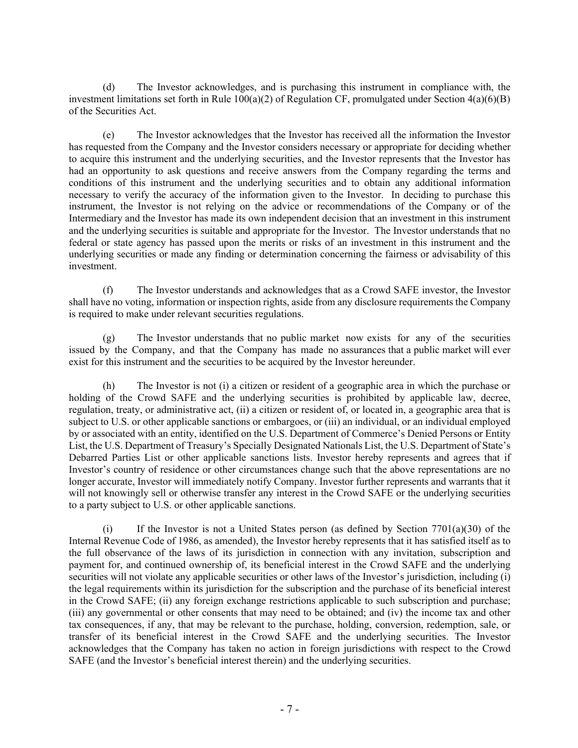(d) The Investor acknowledges, and is purchasing this instrument in compliance with, the investment limitations set forth in Rule 100(a)(2) of Regulation CF, promulgated under Section 4(a)(6)(B) of the Securities Act.

(e) The Investor acknowledges that the Investor has received all the information the Investor has requested from the Company and the Investor considers necessary or appropriate for deciding whether to acquire this instrument and the underlying securities, and the Investor represents that the Investor has had an opportunity to ask questions and receive answers from the Company regarding the terms and conditions of this instrument and the underlying securities and to obtain any additional information necessary to verify the accuracy of the information given to the Investor. In deciding to purchase this instrument, the Investor is not relying on the advice or recommendations of the Company or of the Intermediary and the Investor has made its own independent decision that an investment in this instrument and the underlying securities is suitable and appropriate for the Investor. The Investor understands that no federal or state agency has passed upon the merits or risks of an investment in this instrument and the underlying securities or made any finding or determination concerning the fairness or advisability of this investment.

(f) The Investor understands and acknowledges that as a Crowd SAFE investor, the Investor shall have no voting, information or inspection rights, aside from any disclosure requirements the Company is required to make under relevant securities regulations.

(g) The Investor understands that no public market now exists for any of the securities issued by the Company, and that the Company has made no assurances that a public market will ever exist for this instrument and the securities to be acquired by the Investor hereunder.

(h) The Investor is not (i) a citizen or resident of a geographic area in which the purchase or holding of the Crowd SAFE and the underlying securities is prohibited by applicable law, decree, regulation, treaty, or administrative act, (ii) a citizen or resident of, or located in, a geographic area that is subject to U.S. or other applicable sanctions or embargoes, or (iii) an individual, or an individual employed by or associated with an entity, identified on the U.S. Department of Commerce's Denied Persons or Entity List, the U.S. Department of Treasury's Specially Designated Nationals List, the U.S. Department of State's Debarred Parties List or other applicable sanctions lists. Investor hereby represents and agrees that if Investor's country of residence or other circumstances change such that the above representations are no longer accurate, Investor will immediately notify Company. Investor further represents and warrants that it will not knowingly sell or otherwise transfer any interest in the Crowd SAFE or the underlying securities to a party subject to U.S. or other applicable sanctions.

(i) If the Investor is not a United States person (as defined by Section 7701(a)(30) of the Internal Revenue Code of 1986, as amended), the Investor hereby represents that it has satisfied itself as to the full observance of the laws of its jurisdiction in connection with any invitation, subscription and payment for, and continued ownership of, its beneficial interest in the Crowd SAFE and the underlying securities will not violate any applicable securities or other laws of the Investor's jurisdiction, including (i) the legal requirements within its jurisdiction for the subscription and the purchase of its beneficial interest in the Crowd SAFE; (ii) any foreign exchange restrictions applicable to such subscription and purchase; (iii) any governmental or other consents that may need to be obtained; and (iv) the income tax and other tax consequences, if any, that may be relevant to the purchase, holding, conversion, redemption, sale, or transfer of its beneficial interest in the Crowd SAFE and the underlying securities. The Investor acknowledges that the Company has taken no action in foreign jurisdictions with respect to the Crowd SAFE (and the Investor's beneficial interest therein) and the underlying securities.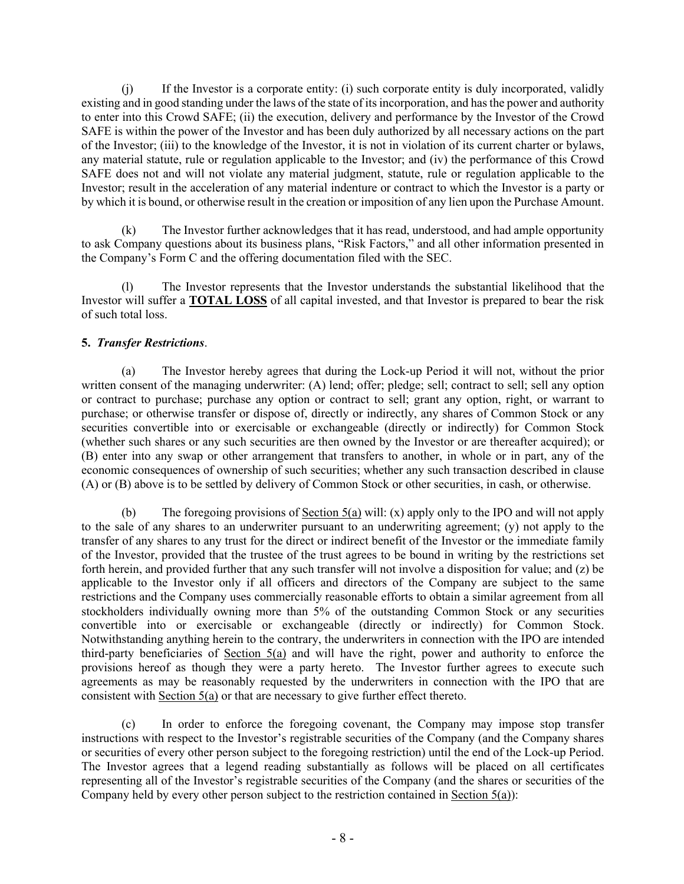(j) If the Investor is a corporate entity: (i) such corporate entity is duly incorporated, validly existing and in good standing under the laws of the state of its incorporation, and has the power and authority to enter into this Crowd SAFE; (ii) the execution, delivery and performance by the Investor of the Crowd SAFE is within the power of the Investor and has been duly authorized by all necessary actions on the part of the Investor; (iii) to the knowledge of the Investor, it is not in violation of its current charter or bylaws, any material statute, rule or regulation applicable to the Investor; and (iv) the performance of this Crowd SAFE does not and will not violate any material judgment, statute, rule or regulation applicable to the Investor; result in the acceleration of any material indenture or contract to which the Investor is a party or by which it is bound, or otherwise result in the creation or imposition of any lien upon the Purchase Amount.

(k) The Investor further acknowledges that it has read, understood, and had ample opportunity to ask Company questions about its business plans, "Risk Factors," and all other information presented in the Company's Form C and the offering documentation filed with the SEC.

(l) The Investor represents that the Investor understands the substantial likelihood that the Investor will suffer a **TOTAL LOSS** of all capital invested, and that Investor is prepared to bear the risk of such total loss.

**5. *Transfer Restrictions*.**

(a) The Investor hereby agrees that during the Lock-up Period it will not, without the prior written consent of the managing underwriter: (A) lend; offer; pledge; sell; contract to sell; sell any option or contract to purchase; purchase any option or contract to sell; grant any option, right, or warrant to purchase; or otherwise transfer or dispose of, directly or indirectly, any shares of Common Stock or any securities convertible into or exercisable or exchangeable (directly or indirectly) for Common Stock (whether such shares or any such securities are then owned by the Investor or are thereafter acquired); or (B) enter into any swap or other arrangement that transfers to another, in whole or in part, any of the economic consequences of ownership of such securities; whether any such transaction described in clause (A) or (B) above is to be settled by delivery of Common Stock or other securities, in cash, or otherwise.

(b) The foregoing provisions of Section 5(a) will: (x) apply only to the IPO and will not apply to the sale of any shares to an underwriter pursuant to an underwriting agreement; (y) not apply to the transfer of any shares to any trust for the direct or indirect benefit of the Investor or the immediate family of the Investor, provided that the trustee of the trust agrees to be bound in writing by the restrictions set forth herein, and provided further that any such transfer will not involve a disposition for value; and (z) be applicable to the Investor only if all officers and directors of the Company are subject to the same restrictions and the Company uses commercially reasonable efforts to obtain a similar agreement from all stockholders individually owning more than 5% of the outstanding Common Stock or any securities convertible into or exercisable or exchangeable (directly or indirectly) for Common Stock. Notwithstanding anything herein to the contrary, the underwriters in connection with the IPO are intended third-party beneficiaries of Section 5(a) and will have the right, power and authority to enforce the provisions hereof as though they were a party hereto. The Investor further agrees to execute such agreements as may be reasonably requested by the underwriters in connection with the IPO that are consistent with Section 5(a) or that are necessary to give further effect thereto.

(c) In order to enforce the foregoing covenant, the Company may impose stop transfer instructions with respect to the Investor's registrable securities of the Company (and the Company shares or securities of every other person subject to the foregoing restriction) until the end of the Lock-up Period. The Investor agrees that a legend reading substantially as follows will be placed on all certificates representing all of the Investor's registrable securities of the Company (and the shares or securities of the Company held by every other person subject to the restriction contained in Section 5(a)):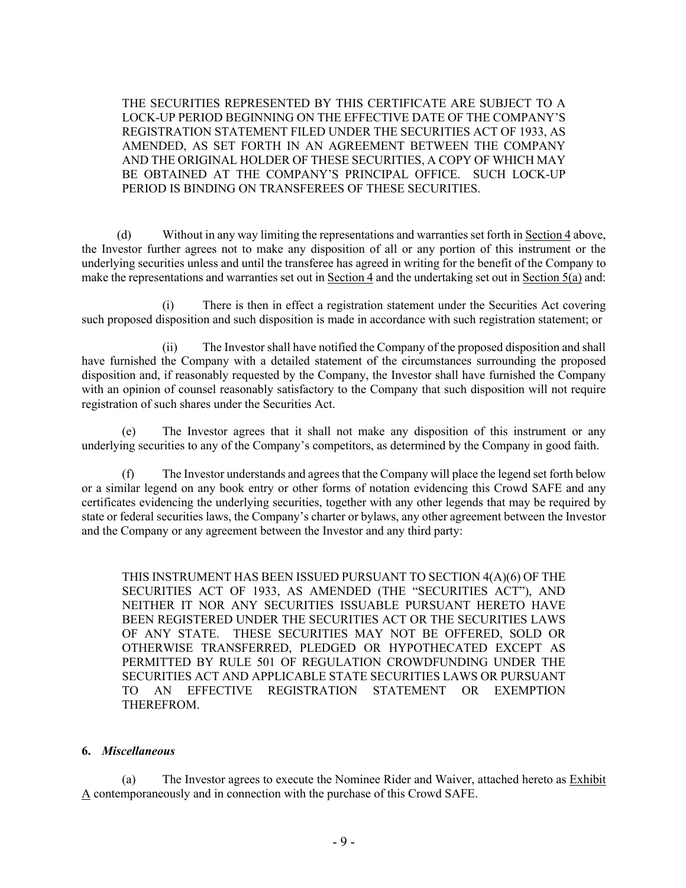> THE SECURITIES REPRESENTED BY THIS CERTIFICATE ARE SUBJECT TO A LOCK-UP PERIOD BEGINNING ON THE EFFECTIVE DATE OF THE COMPANY'S REGISTRATION STATEMENT FILED UNDER THE SECURITIES ACT OF 1933, AS AMENDED, AS SET FORTH IN AN AGREEMENT BETWEEN THE COMPANY AND THE ORIGINAL HOLDER OF THESE SECURITIES, A COPY OF WHICH MAY BE OBTAINED AT THE COMPANY'S PRINCIPAL OFFICE. SUCH LOCK-UP PERIOD IS BINDING ON TRANSFEREES OF THESE SECURITIES.

(d) Without in any way limiting the representations and warranties set forth in Section 4 above, the Investor further agrees not to make any disposition of all or any portion of this instrument or the underlying securities unless and until the transferee has agreed in writing for the benefit of the Company to make the representations and warranties set out in Section 4 and the undertaking set out in Section 5(a) and:

(i) There is then in effect a registration statement under the Securities Act covering such proposed disposition and such disposition is made in accordance with such registration statement; or

(ii) The Investor shall have notified the Company of the proposed disposition and shall have furnished the Company with a detailed statement of the circumstances surrounding the proposed disposition and, if reasonably requested by the Company, the Investor shall have furnished the Company with an opinion of counsel reasonably satisfactory to the Company that such disposition will not require registration of such shares under the Securities Act.

(e) The Investor agrees that it shall not make any disposition of this instrument or any underlying securities to any of the Company's competitors, as determined by the Company in good faith.

(f) The Investor understands and agrees that the Company will place the legend set forth below or a similar legend on any book entry or other forms of notation evidencing this Crowd SAFE and any certificates evidencing the underlying securities, together with any other legends that may be required by state or federal securities laws, the Company's charter or bylaws, any other agreement between the Investor and the Company or any agreement between the Investor and any third party:

> THIS INSTRUMENT HAS BEEN ISSUED PURSUANT TO SECTION 4(A)(6) OF THE SECURITIES ACT OF 1933, AS AMENDED (THE "SECURITIES ACT"), AND NEITHER IT NOR ANY SECURITIES ISSUABLE PURSUANT HERETO HAVE BEEN REGISTERED UNDER THE SECURITIES ACT OR THE SECURITIES LAWS OF ANY STATE. THESE SECURITIES MAY NOT BE OFFERED, SOLD OR OTHERWISE TRANSFERRED, PLEDGED OR HYPOTHECATED EXCEPT AS PERMITTED BY RULE 501 OF REGULATION CROWDFUNDING UNDER THE SECURITIES ACT AND APPLICABLE STATE SECURITIES LAWS OR PURSUANT TO AN EFFECTIVE REGISTRATION STATEMENT OR EXEMPTION THEREFROM.

**6.** ***Miscellaneous***

(a) The Investor agrees to execute the Nominee Rider and Waiver, attached hereto as Exhibit A contemporaneously and in connection with the purchase of this Crowd SAFE.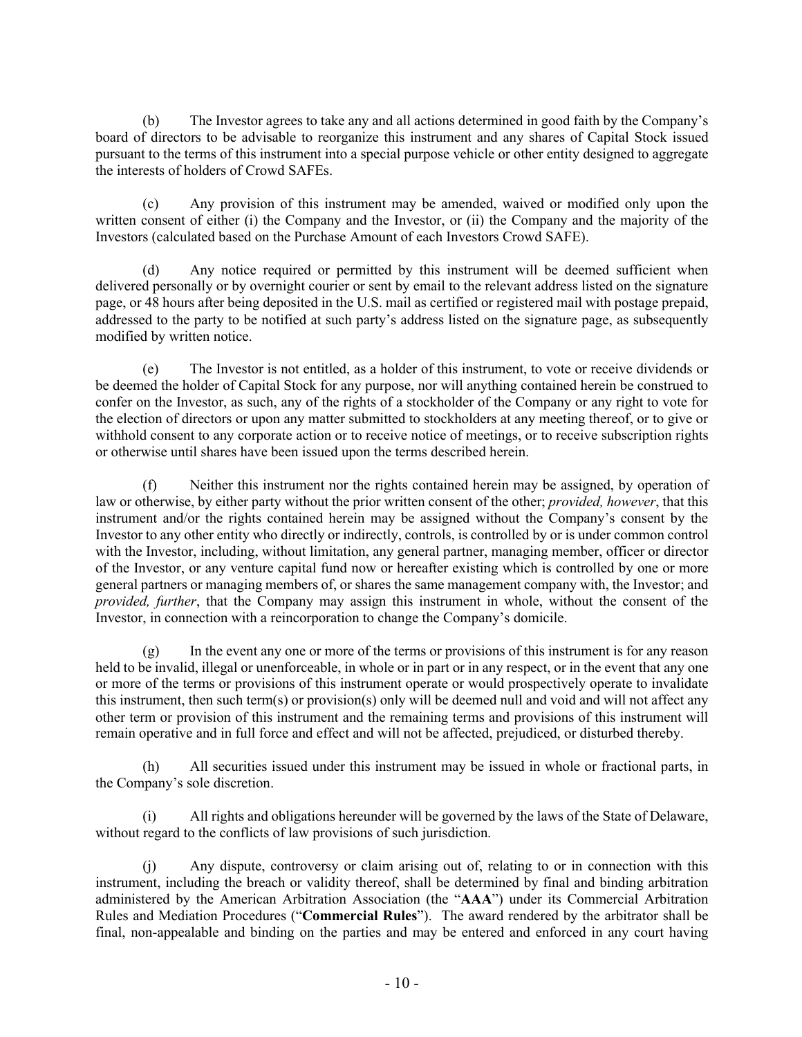(b) The Investor agrees to take any and all actions determined in good faith by the Company's board of directors to be advisable to reorganize this instrument and any shares of Capital Stock issued pursuant to the terms of this instrument into a special purpose vehicle or other entity designed to aggregate the interests of holders of Crowd SAFEs.

(c) Any provision of this instrument may be amended, waived or modified only upon the written consent of either (i) the Company and the Investor, or (ii) the Company and the majority of the Investors (calculated based on the Purchase Amount of each Investors Crowd SAFE).

(d) Any notice required or permitted by this instrument will be deemed sufficient when delivered personally or by overnight courier or sent by email to the relevant address listed on the signature page, or 48 hours after being deposited in the U.S. mail as certified or registered mail with postage prepaid, addressed to the party to be notified at such party's address listed on the signature page, as subsequently modified by written notice.

(e) The Investor is not entitled, as a holder of this instrument, to vote or receive dividends or be deemed the holder of Capital Stock for any purpose, nor will anything contained herein be construed to confer on the Investor, as such, any of the rights of a stockholder of the Company or any right to vote for the election of directors or upon any matter submitted to stockholders at any meeting thereof, or to give or withhold consent to any corporate action or to receive notice of meetings, or to receive subscription rights or otherwise until shares have been issued upon the terms described herein.

(f) Neither this instrument nor the rights contained herein may be assigned, by operation of law or otherwise, by either party without the prior written consent of the other; *provided, however*, that this instrument and/or the rights contained herein may be assigned without the Company's consent by the Investor to any other entity who directly or indirectly, controls, is controlled by or is under common control with the Investor, including, without limitation, any general partner, managing member, officer or director of the Investor, or any venture capital fund now or hereafter existing which is controlled by one or more general partners or managing members of, or shares the same management company with, the Investor; and *provided, further*, that the Company may assign this instrument in whole, without the consent of the Investor, in connection with a reincorporation to change the Company's domicile.

(g) In the event any one or more of the terms or provisions of this instrument is for any reason held to be invalid, illegal or unenforceable, in whole or in part or in any respect, or in the event that any one or more of the terms or provisions of this instrument operate or would prospectively operate to invalidate this instrument, then such term(s) or provision(s) only will be deemed null and void and will not affect any other term or provision of this instrument and the remaining terms and provisions of this instrument will remain operative and in full force and effect and will not be affected, prejudiced, or disturbed thereby.

(h) All securities issued under this instrument may be issued in whole or fractional parts, in the Company's sole discretion.

(i) All rights and obligations hereunder will be governed by the laws of the State of Delaware, without regard to the conflicts of law provisions of such jurisdiction.

(j) Any dispute, controversy or claim arising out of, relating to or in connection with this instrument, including the breach or validity thereof, shall be determined by final and binding arbitration administered by the American Arbitration Association (the "**AAA**") under its Commercial Arbitration Rules and Mediation Procedures ("**Commercial Rules**"). The award rendered by the arbitrator shall be final, non-appealable and binding on the parties and may be entered and enforced in any court having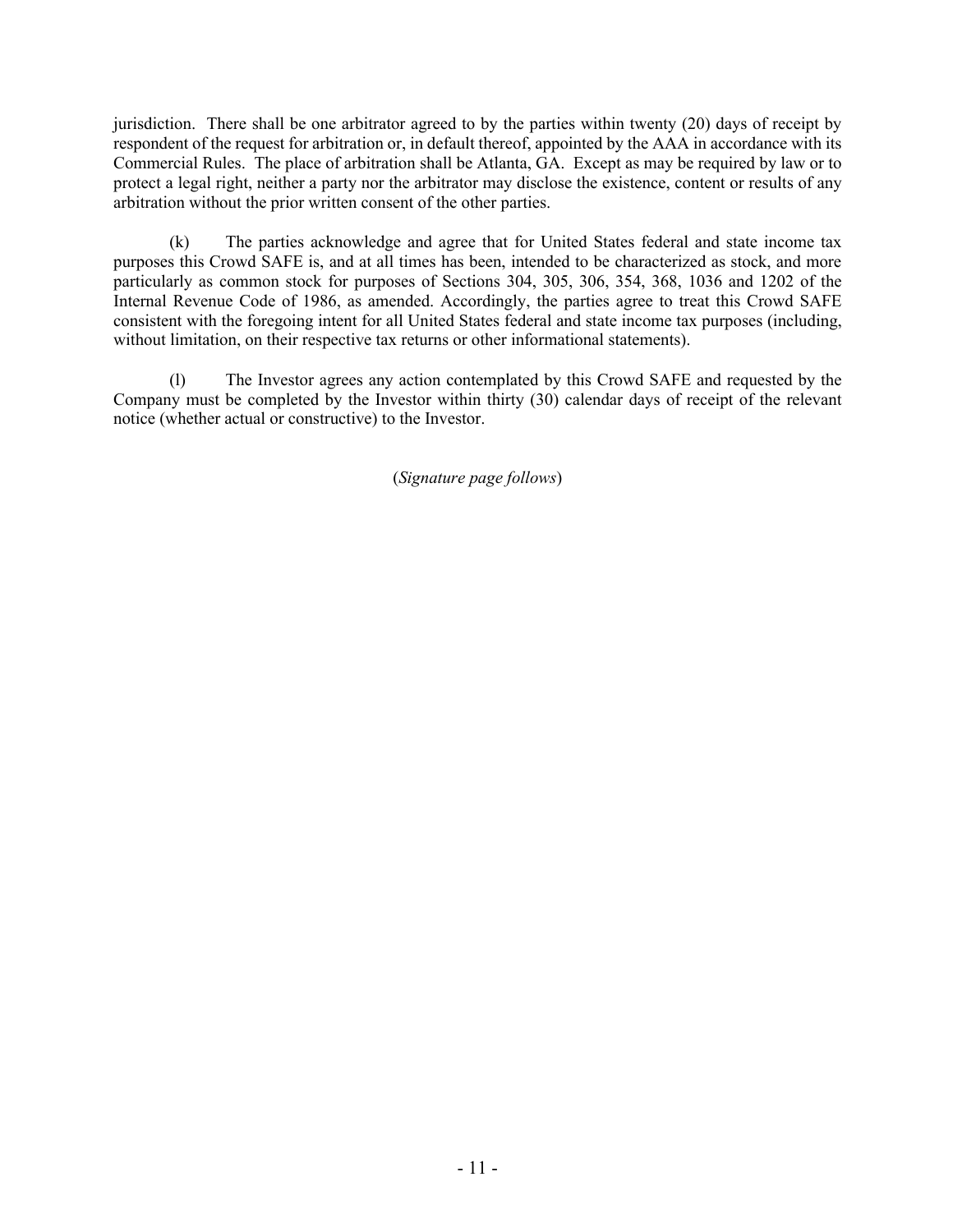jurisdiction. There shall be one arbitrator agreed to by the parties within twenty (20) days of receipt by respondent of the request for arbitration or, in default thereof, appointed by the AAA in accordance with its Commercial Rules. The place of arbitration shall be Atlanta, GA. Except as may be required by law or to protect a legal right, neither a party nor the arbitrator may disclose the existence, content or results of any arbitration without the prior written consent of the other parties.

(k) The parties acknowledge and agree that for United States federal and state income tax purposes this Crowd SAFE is, and at all times has been, intended to be characterized as stock, and more particularly as common stock for purposes of Sections 304, 305, 306, 354, 368, 1036 and 1202 of the Internal Revenue Code of 1986, as amended. Accordingly, the parties agree to treat this Crowd SAFE consistent with the foregoing intent for all United States federal and state income tax purposes (including, without limitation, on their respective tax returns or other informational statements).

(l) The Investor agrees any action contemplated by this Crowd SAFE and requested by the Company must be completed by the Investor within thirty (30) calendar days of receipt of the relevant notice (whether actual or constructive) to the Investor.

(*Signature page follows*)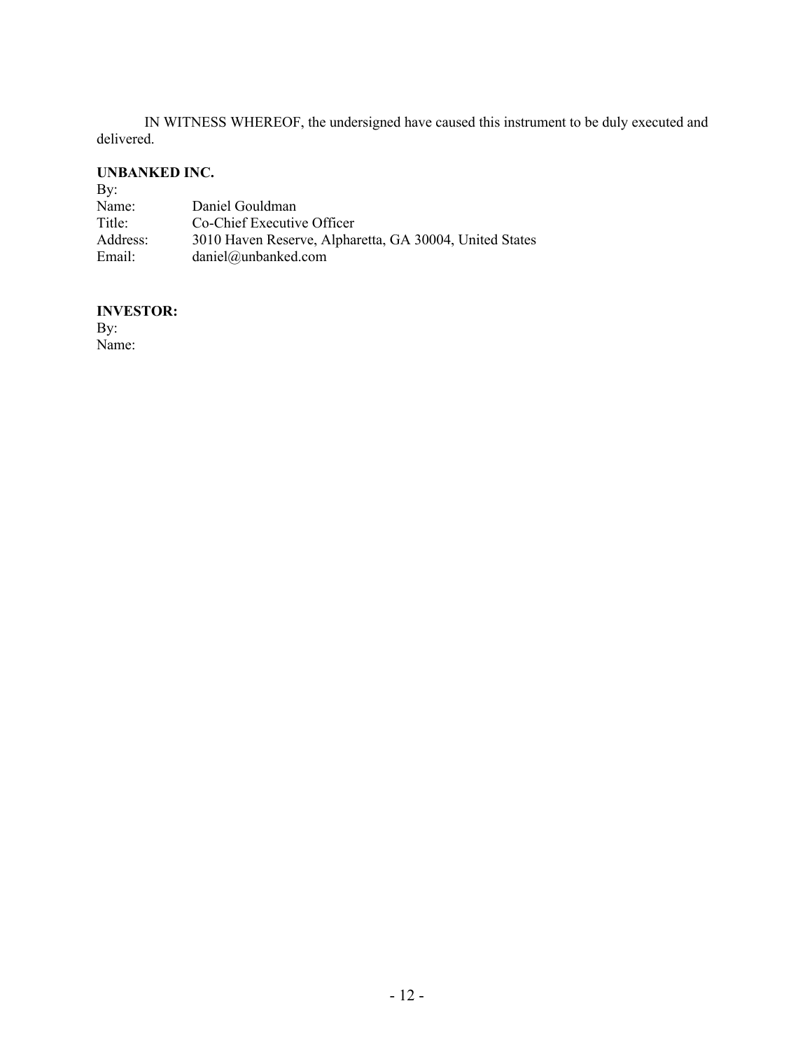IN WITNESS WHEREOF, the undersigned have caused this instrument to be duly executed and delivered.

**UNBANKED INC.**

By:

Name: Daniel Gouldman

Title: Co-Chief Executive Officer

Address: 3010 Haven Reserve, Alpharetta, GA 30004, United States

Email: daniel@unbanked.com

**INVESTOR:**

By:

Name: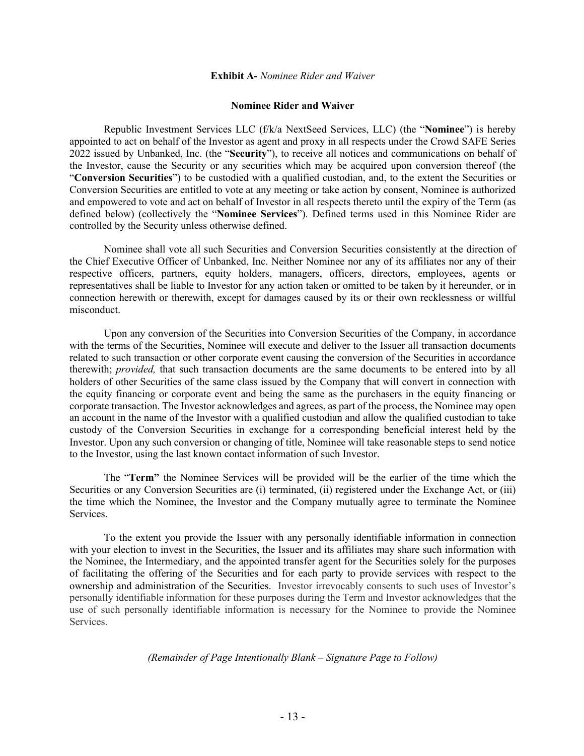**Exhibit A-** *Nominee Rider and Waiver*

## Nominee Rider and Waiver

Republic Investment Services LLC (f/k/a NextSeed Services, LLC) (the "**Nominee**") is hereby appointed to act on behalf of the Investor as agent and proxy in all respects under the Crowd SAFE Series 2022 issued by Unbanked, Inc. (the "**Security**"), to receive all notices and communications on behalf of the Investor, cause the Security or any securities which may be acquired upon conversion thereof (the "**Conversion Securities**") to be custodied with a qualified custodian, and, to the extent the Securities or Conversion Securities are entitled to vote at any meeting or take action by consent, Nominee is authorized and empowered to vote and act on behalf of Investor in all respects thereto until the expiry of the Term (as defined below) (collectively the "**Nominee Services**"). Defined terms used in this Nominee Rider are controlled by the Security unless otherwise defined.

Nominee shall vote all such Securities and Conversion Securities consistently at the direction of the Chief Executive Officer of Unbanked, Inc. Neither Nominee nor any of its affiliates nor any of their respective officers, partners, equity holders, managers, officers, directors, employees, agents or representatives shall be liable to Investor for any action taken or omitted to be taken by it hereunder, or in connection herewith or therewith, except for damages caused by its or their own recklessness or willful misconduct.

Upon any conversion of the Securities into Conversion Securities of the Company, in accordance with the terms of the Securities, Nominee will execute and deliver to the Issuer all transaction documents related to such transaction or other corporate event causing the conversion of the Securities in accordance therewith; *provided,* that such transaction documents are the same documents to be entered into by all holders of other Securities of the same class issued by the Company that will convert in connection with the equity financing or corporate event and being the same as the purchasers in the equity financing or corporate transaction. The Investor acknowledges and agrees, as part of the process, the Nominee may open an account in the name of the Investor with a qualified custodian and allow the qualified custodian to take custody of the Conversion Securities in exchange for a corresponding beneficial interest held by the Investor. Upon any such conversion or changing of title, Nominee will take reasonable steps to send notice to the Investor, using the last known contact information of such Investor.

The "**Term"** the Nominee Services will be provided will be the earlier of the time which the Securities or any Conversion Securities are (i) terminated, (ii) registered under the Exchange Act, or (iii) the time which the Nominee, the Investor and the Company mutually agree to terminate the Nominee Services.

To the extent you provide the Issuer with any personally identifiable information in connection with your election to invest in the Securities, the Issuer and its affiliates may share such information with the Nominee, the Intermediary, and the appointed transfer agent for the Securities solely for the purposes of facilitating the offering of the Securities and for each party to provide services with respect to the ownership and administration of the Securities. Investor irrevocably consents to such uses of Investor's personally identifiable information for these purposes during the Term and Investor acknowledges that the use of such personally identifiable information is necessary for the Nominee to provide the Nominee Services.

*(Remainder of Page Intentionally Blank – Signature Page to Follow)*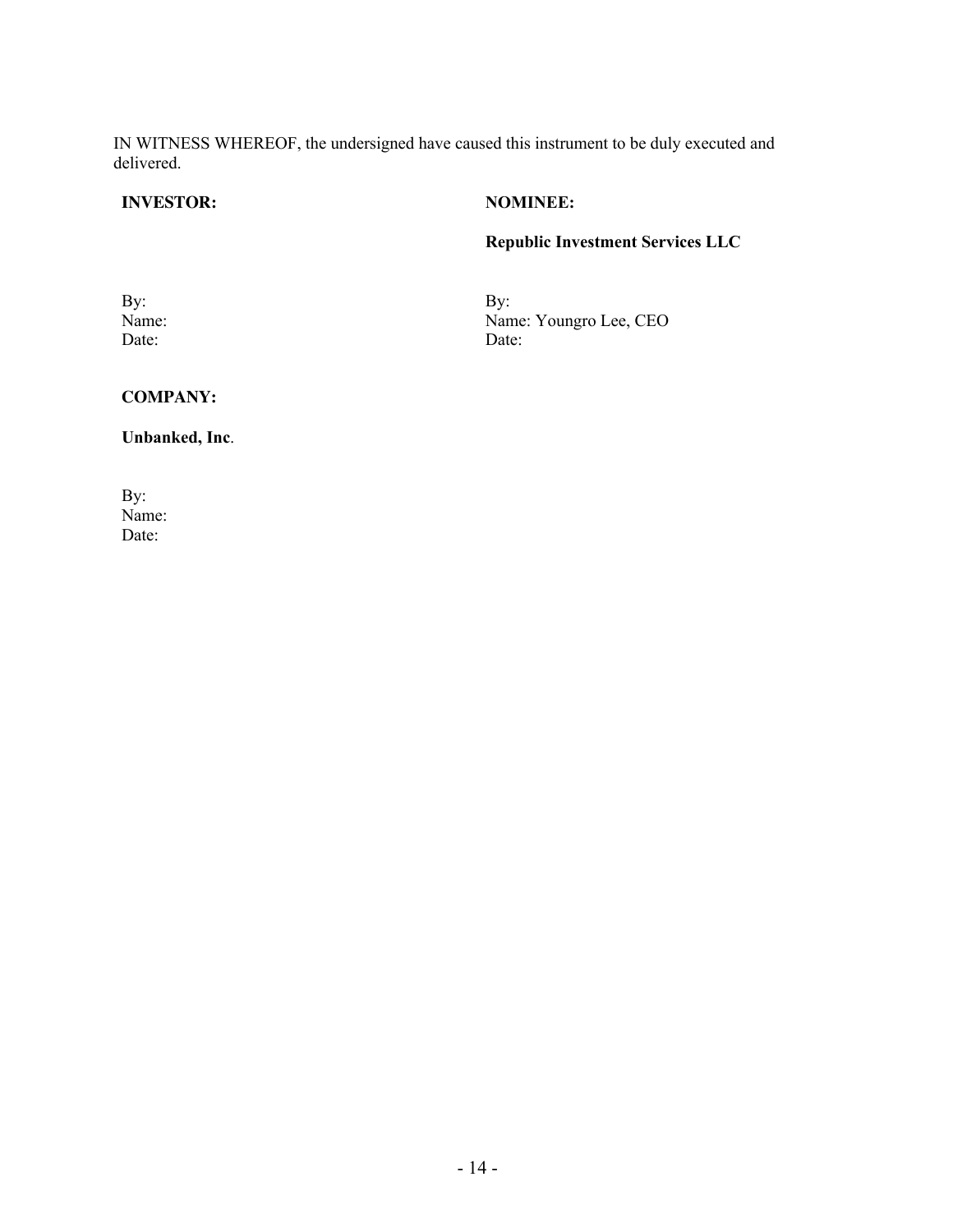IN WITNESS WHEREOF, the undersigned have caused this instrument to be duly executed and delivered.

**INVESTOR:**

By:
Name:
Date:

**NOMINEE:**

**Republic Investment Services LLC**

By:
Name: Youngro Lee, CEO
Date:

**COMPANY:**

**Unbanked, Inc**.

By:
Name:
Date: